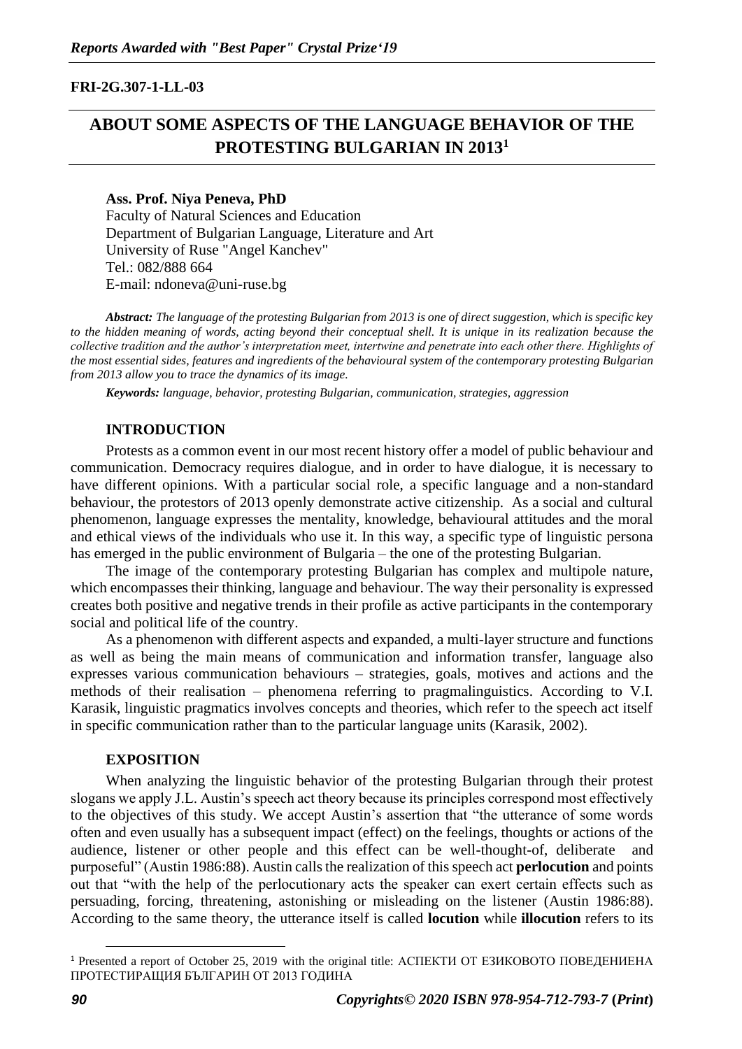**FRI-2G.307-1-LL-03**

# ABOUT SOME ASPECTS OF THE LANGUAGE BEHAVIOR OF THE PROTESTING BULGARIAN IN 2013[1]

**Ass. Prof. Niya Peneva, PhD**
Faculty of Natural Sciences and Education
Department of Bulgarian Language, Literature and Art
University of Ruse "Angel Kanchev"
Tel.: 082/888 664
E-mail: ndoneva@uni-ruse.bg

***Abstract:*** *The language of the protesting Bulgarian from 2013 is one of direct suggestion, which is specific key to the hidden meaning of words, acting beyond their conceptual shell. It is unique in its realization because the collective tradition and the author's interpretation meet, intertwine and penetrate into each other there. Highlights of the most essential sides, features and ingredients of the behavioural system of the contemporary protesting Bulgarian from 2013 allow you to trace the dynamics of its image.*

***Keywords:*** *language, behavior, protesting Bulgarian, communication, strategies, aggression*

## INTRODUCTION

Protests as a common event in our most recent history offer a model of public behaviour and communication. Democracy requires dialogue, and in order to have dialogue, it is necessary to have different opinions. With a particular social role, a specific language and a non-standard behaviour, the protestors of 2013 openly demonstrate active citizenship. As a social and cultural phenomenon, language expresses the mentality, knowledge, behavioural attitudes and the moral and ethical views of the individuals who use it. In this way, a specific type of linguistic persona has emerged in the public environment of Bulgaria – the one of the protesting Bulgarian.

The image of the contemporary protesting Bulgarian has complex and multipole nature, which encompasses their thinking, language and behaviour. The way their personality is expressed creates both positive and negative trends in their profile as active participants in the contemporary social and political life of the country.

As a phenomenon with different aspects and expanded, a multi-layer structure and functions as well as being the main means of communication and information transfer, language also expresses various communication behaviours – strategies, goals, motives and actions and the methods of their realisation – phenomena referring to pragmalinguistics. According to V.I. Karasik, linguistic pragmatics involves concepts and theories, which refer to the speech act itself in specific communication rather than to the particular language units (Karasik, 2002).

## EXPOSITION

When analyzing the linguistic behavior of the protesting Bulgarian through their protest slogans we apply J.L. Austin's speech act theory because its principles correspond most effectively to the objectives of this study. We accept Austin's assertion that "the utterance of some words often and even usually has a subsequent impact (effect) on the feelings, thoughts or actions of the audience, listener or other people and this effect can be well-thought-of, deliberate and purposeful" (Austin 1986:88). Austin calls the realization of this speech act **perlocution** and points out that "with the help of the perlocutionary acts the speaker can exert certain effects such as persuading, forcing, threatening, astonishing or misleading on the listener (Austin 1986:88). According to the same theory, the utterance itself is called **locution** while **illocution** refers to its

---

[1] Presented a report of October 25, 2019 with the original title: АСПЕКТИ ОТ ЕЗИКОВОТО ПОВЕДЕНИЕНА ПРОТЕСТИРАЩИЯ БЪЛГАРИН ОТ 2013 ГОДИНА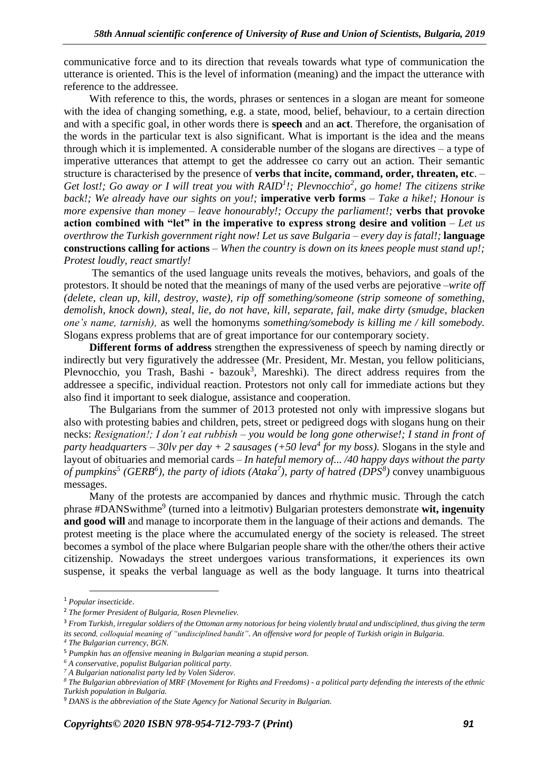communicative force and to its direction that reveals towards what type of communication the utterance is oriented. This is the level of information (meaning) and the impact the utterance with reference to the addressee.

With reference to this, the words, phrases or sentences in a slogan are meant for someone with the idea of changing something, e.g. a state, mood, belief, behaviour, to a certain direction and with a specific goal, in other words there is **speech** and an **act**. Therefore, the organisation of the words in the particular text is also significant. What is important is the idea and the means through which it is implemented. A considerable number of the slogans are directives – a type of imperative utterances that attempt to get the addressee co carry out an action. Their semantic structure is characterised by the presence of **verbs that incite, command, order, threaten, etc**. – *Get lost!; Go away or I will treat you with RAID[1]!; Plevnocchio[2], go home! The citizens strike back!; We already have our sights on you!;* **imperative verb forms** – *Take a hike!; Honour is more expensive than money – leave honourably!; Occupy the parliament!;* **verbs that provoke action combined with "let" in the imperative to express strong desire and volition** – *Let us overthrow the Turkish government right now! Let us save Bulgaria – every day is fatal!;* **language constructions calling for actions** – *When the country is down on its knees people must stand up!; Protest loudly, react smartly!*

The semantics of the used language units reveals the motives, behaviors, and goals of the protestors. It should be noted that the meanings of many of the used verbs are pejorative –*write off (delete, clean up, kill, destroy, waste), rip off something/someone (strip someone of something, demolish, knock down), steal, lie, do not have, kill, separate, fail, make dirty (smudge, blacken one's name, tarnish),* as well the homonyms *something/somebody is killing me / kill somebody.* Slogans express problems that are of great importance for our contemporary society.

**Different forms of address** strengthen the expressiveness of speech by naming directly or indirectly but very figuratively the addressee (Mr. President, Mr. Mestan, you fellow politicians, Plevnocchio, you Trash, Bashi - bazouk[3], Mareshki). The direct address requires from the addressee a specific, individual reaction. Protestors not only call for immediate actions but they also find it important to seek dialogue, assistance and cooperation.

The Bulgarians from the summer of 2013 protested not only with impressive slogans but also with protesting babies and children, pets, street or pedigreed dogs with slogans hung on their necks: *Resignation!; I don't eat rubbish – you would be long gone otherwise!; I stand in front of party headquarters – 30lv per day + 2 sausages (+50 leva[4] for my boss).* Slogans in the style and layout of obituaries and memorial cards – *In hateful memory of... /40 happy days without the party of pumpkins[5] (GERB[6]), the party of idiots (Ataka[7]), party of hatred (DPS[8])* convey unambiguous messages.

Many of the protests are accompanied by dances and rhythmic music. Through the catch phrase #DANSwithme[9] (turned into a leitmotiv) Bulgarian protesters demonstrate **wit, ingenuity and good will** and manage to incorporate them in the language of their actions and demands. The protest meeting is the place where the accumulated energy of the society is released. The street becomes a symbol of the place where Bulgarian people share with the other/the others their active citizenship. Nowadays the street undergoes various transformations, it experiences its own suspense, it speaks the verbal language as well as the body language. It turns into theatrical

---

[1] *Popular insecticide*.

[2] *The former President of Bulgaria, Rosen Plevneliev.*

[3] *From Turkish, irregular soldiers of the Ottoman army notorious for being violently brutal and undisciplined, thus giving the term its second, colloquial meaning of "undisciplined bandit". An offensive word for people of Turkish origin in Bulgaria.*

[4] *The Bulgarian currency, BGN.*

[5] *Pumpkin has an offensive meaning in Bulgarian meaning a stupid person.*

[6] *A conservative, populist Bulgarian political party.*

[7] *A Bulgarian nationalist party led by Volen Siderov.*

[8] *The Bulgarian abbreviation of MRF (Movement for Rights and Freedoms) - a political party defending the interests of the ethnic Turkish population in Bulgaria.*

[9] *DANS is the abbreviation of the State Agency for National Security in Bulgarian.*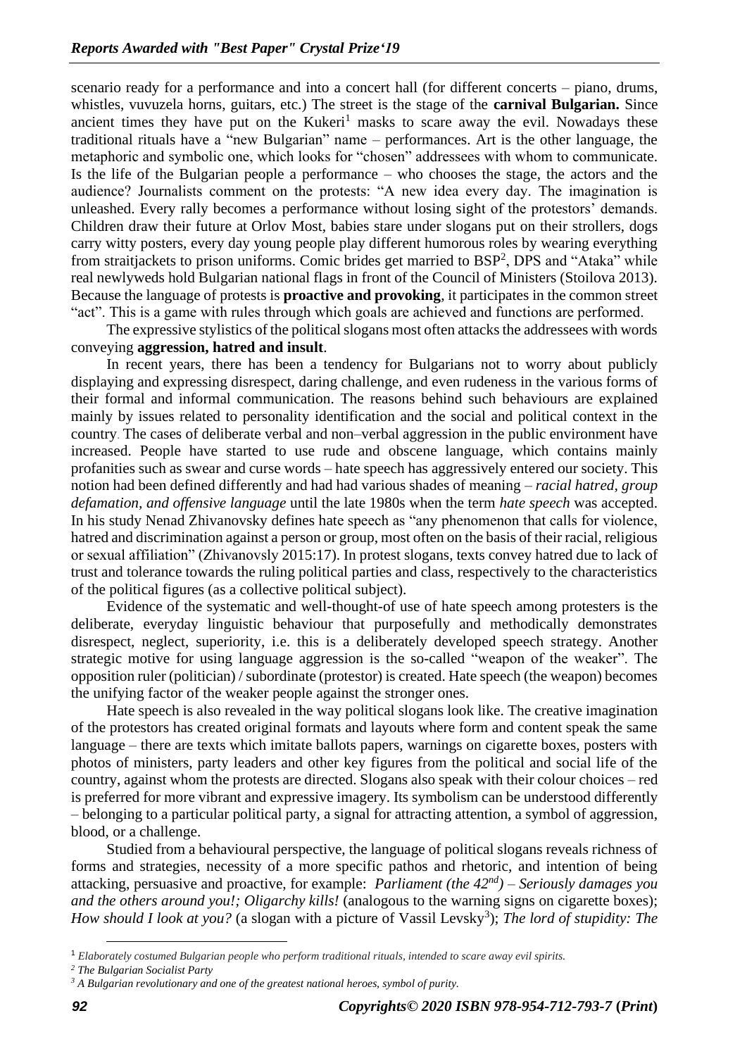scenario ready for a performance and into a concert hall (for different concerts – piano, drums, whistles, vuvuzela horns, guitars, etc.) The street is the stage of the **carnival Bulgarian.** Since ancient times they have put on the Kukeri[1] masks to scare away the evil. Nowadays these traditional rituals have a "new Bulgarian" name – performances. Art is the other language, the metaphoric and symbolic one, which looks for "chosen" addressees with whom to communicate. Is the life of the Bulgarian people a performance – who chooses the stage, the actors and the audience? Journalists comment on the protests: "A new idea every day. The imagination is unleashed. Every rally becomes a performance without losing sight of the protestors' demands. Children draw their future at Orlov Most, babies stare under slogans put on their strollers, dogs carry witty posters, every day young people play different humorous roles by wearing everything from straitjackets to prison uniforms. Comic brides get married to BSP[2], DPS and "Ataka" while real newlyweds hold Bulgarian national flags in front of the Council of Ministers (Stoilova 2013). Because the language of protests is **proactive and provoking**, it participates in the common street "act". This is a game with rules through which goals are achieved and functions are performed.

The expressive stylistics of the political slogans most often attacks the addressees with words conveying **aggression, hatred and insult**.

In recent years, there has been a tendency for Bulgarians not to worry about publicly displaying and expressing disrespect, daring challenge, and even rudeness in the various forms of their formal and informal communication. The reasons behind such behaviours are explained mainly by issues related to personality identification and the social and political context in the country. The cases of deliberate verbal and non–verbal aggression in the public environment have increased. People have started to use rude and obscene language, which contains mainly profanities such as swear and curse words – hate speech has aggressively entered our society. This notion had been defined differently and had had various shades of meaning – *racial hatred, group defamation, and offensive language* until the late 1980s when the term *hate speech* was accepted. In his study Nenad Zhivanovsky defines hate speech as "any phenomenon that calls for violence, hatred and discrimination against a person or group, most often on the basis of their racial, religious or sexual affiliation" (Zhivanovsly 2015:17). In protest slogans, texts convey hatred due to lack of trust and tolerance towards the ruling political parties and class, respectively to the characteristics of the political figures (as a collective political subject).

Evidence of the systematic and well-thought-of use of hate speech among protesters is the deliberate, everyday linguistic behaviour that purposefully and methodically demonstrates disrespect, neglect, superiority, i.e. this is a deliberately developed speech strategy. Another strategic motive for using language aggression is the so-called "weapon of the weaker". The opposition ruler (politician) / subordinate (protestor) is created. Hate speech (the weapon) becomes the unifying factor of the weaker people against the stronger ones.

Hate speech is also revealed in the way political slogans look like. The creative imagination of the protestors has created original formats and layouts where form and content speak the same language – there are texts which imitate ballots papers, warnings on cigarette boxes, posters with photos of ministers, party leaders and other key figures from the political and social life of the country, against whom the protests are directed. Slogans also speak with their colour choices – red is preferred for more vibrant and expressive imagery. Its symbolism can be understood differently – belonging to a particular political party, a signal for attracting attention, a symbol of aggression, blood, or a challenge.

Studied from a behavioural perspective, the language of political slogans reveals richness of forms and strategies, necessity of a more specific pathos and rhetoric, and intention of being attacking, persuasive and proactive, for example: *Parliament (the 42nd) – Seriously damages you and the others around you!; Oligarchy kills!* (analogous to the warning signs on cigarette boxes); *How should I look at you?* (a slogan with a picture of Vassil Levsky[3]); *The lord of stupidity: The*

---

[1] *Elaborately costumed Bulgarian people who perform traditional rituals, intended to scare away evil spirits.*

[2] *The Bulgarian Socialist Party*

[3] *A Bulgarian revolutionary and one of the greatest national heroes, symbol of purity.*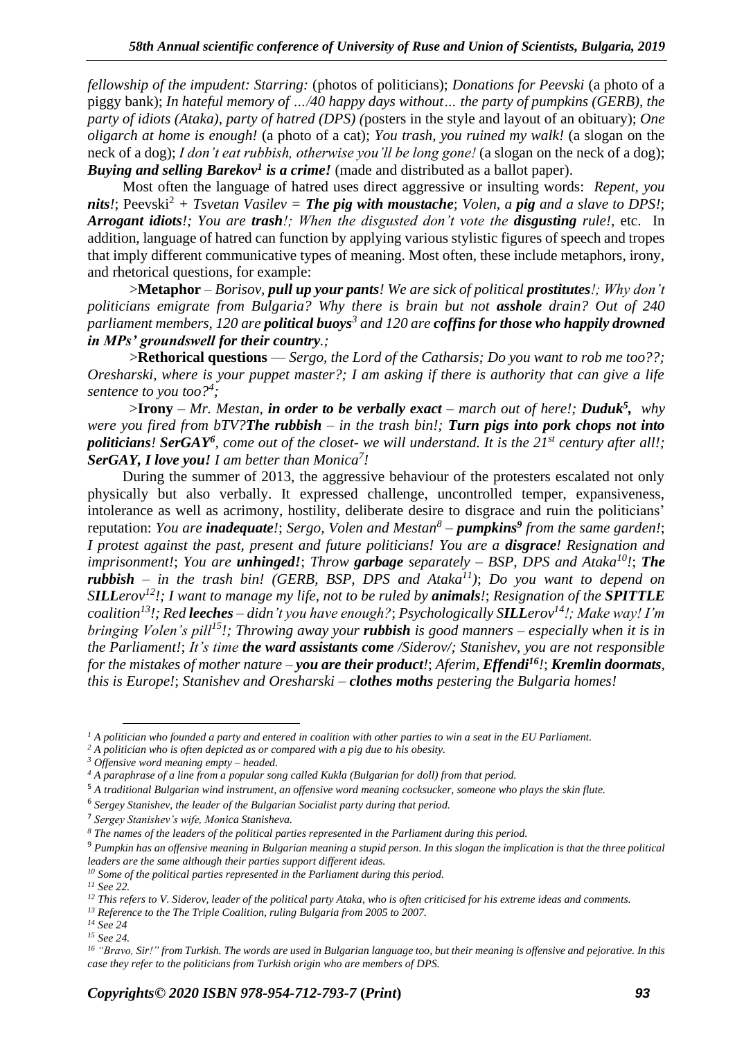*fellowship of the impudent: Starring:* (photos of politicians); *Donations for Peevski* (a photo of a piggy bank); *In hateful memory of …/40 happy days without… the party of pumpkins (GERB), the party of idiots (Ataka), party of hatred (DPS) (*posters in the style and layout of an obituary); *One oligarch at home is enough!* (a photo of a cat); *You trash, you ruined my walk!* (a slogan on the neck of a dog); *I don't eat rubbish, otherwise you'll be long gone!* (a slogan on the neck of a dog); ***Buying and selling Barekov[1] is a crime!*** (made and distributed as a ballot paper).

Most often the language of hatred uses direct aggressive or insulting words: *Repent, you **nits**!*; Peevski[2] *+ Tsvetan Vasilev =* ***The pig with moustache***; *Volen, a **pig** and a slave to DPS!*; ***Arrogant idiots**!; You are **trash**!; When the disgusted don't vote the **disgusting** rule!*, etc. In addition, language of hatred can function by applying various stylistic figures of speech and tropes that imply different communicative types of meaning. Most often, these include metaphors, irony, and rhetorical questions, for example:

>**Metaphor** – *Borisov, **pull up your pants**! We are sick of political **prostitutes**!; Why don't politicians emigrate from Bulgaria? Why there is brain but not **asshole** drain? Out of 240 parliament members, 120 are **political buoys**[3] and 120 are **coffins for those who happily drowned in MPs' groundswell for their country**.;*

>**Rethorical questions** — *Sergo, the Lord of the Catharsis; Do you want to rob me too??; Oresharski, where is your puppet master?; I am asking if there is authority that can give a life sentence to you too?[4];*

>**Irony** – *Mr. Mestan, **in order to be verbally exact** – march out of here!; **Duduk[5],** why were you fired from bTV?**The rubbish** – in the trash bin!; **Turn pigs into pork chops not into politicians**! **SerGAY[6]**, come out of the closet- we will understand. It is the 21st century after all!; **SerGAY, I love you!** I am better than Monica[7]!*

During the summer of 2013, the aggressive behaviour of the protesters escalated not only physically but also verbally. It expressed challenge, uncontrolled temper, expansiveness, intolerance as well as acrimony, hostility, deliberate desire to disgrace and ruin the politicians' reputation: *You are **inadequate**!*; *Sergo, Volen and Mestan[8] – **pumpkins[9]** from the same garden!*; *I protest against the past, present and future politicians! You are a **disgrace**! Resignation and imprisonment!*; *You are **unhinged!***; *Throw **garbage** separately – BSP, DPS and Ataka[10]!*; ***The rubbish** – in the trash bin! (GERB, BSP, DPS and Ataka[11])*; *Do you want to depend on **SILL**erov[12]!; I want to manage my life, not to be ruled by **animals**!*; *Resignation of the **SPITTLE** coalition[13]!; Red **leeches** – didn't you have enough?*; *Psychologically **SILL**erov[14]!; Make way! I'm bringing Volen's pill[15]!; Throwing away your **rubbish** is good manners – especially when it is in the Parliament!*; *It's time **the ward assistants come** /Siderov/; Stanishev, you are not responsible for the mistakes of mother nature – **you are their product**!*; *Aferim, **Effendi[16]**!*; ***Kremlin doormats**, this is Europe!*; *Stanishev and Oresharski – **clothes moths** pestering the Bulgaria homes!*

---

*[1] A politician who founded a party and entered in coalition with other parties to win a seat in the EU Parliament.*

*[2] A politician who is often depicted as or compared with a pig due to his obesity.*

*[3] Offensive word meaning empty – headed.*

*[4] A paraphrase of a line from a popular song called Kukla (Bulgarian for doll) from that period.*

*[5] A traditional Bulgarian wind instrument, an offensive word meaning cocksucker, someone who plays the skin flute.*

*[6] Sergey Stanishev, the leader of the Bulgarian Socialist party during that period.*

*[7] Sergey Stanishev's wife, Monica Stanisheva.*

*[8] The names of the leaders of the political parties represented in the Parliament during this period.*

*[9] Pumpkin has an offensive meaning in Bulgarian meaning a stupid person. In this slogan the implication is that the three political leaders are the same although their parties support different ideas.*

*[10] Some of the political parties represented in the Parliament during this period.*

*[11] See 22.*

*[12] This refers to V. Siderov, leader of the political party Ataka, who is often criticised for his extreme ideas and comments.*

*[13] Reference to the The Triple Coalition, ruling Bulgaria from 2005 to 2007.*

*[14] See 24*

*[15] See 24.*

*[16] "Bravo, Sir!" from Turkish. The words are used in Bulgarian language too, but their meaning is offensive and pejorative. In this case they refer to the politicians from Turkish origin who are members of DPS.*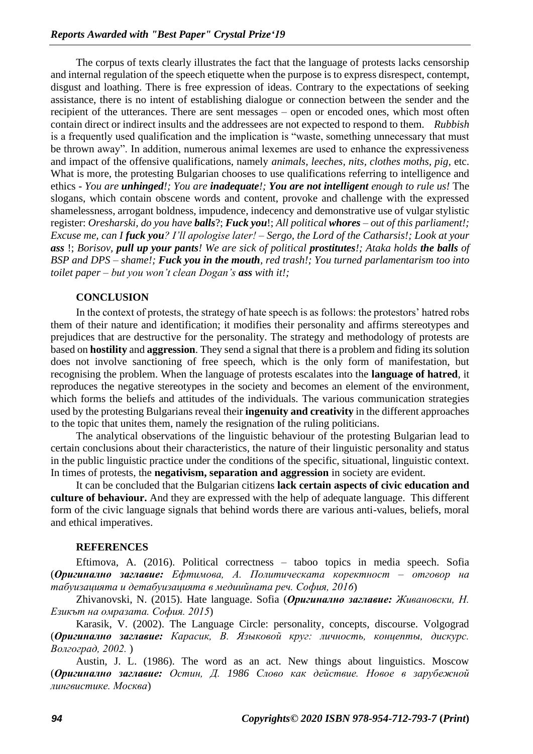The corpus of texts clearly illustrates the fact that the language of protests lacks censorship and internal regulation of the speech etiquette when the purpose is to express disrespect, contempt, disgust and loathing. There is free expression of ideas. Contrary to the expectations of seeking assistance, there is no intent of establishing dialogue or connection between the sender and the recipient of the utterances. There are sent messages – open or encoded ones, which most often contain direct or indirect insults and the addressees are not expected to respond to them. *Rubbish* is a frequently used qualification and the implication is "waste, something unnecessary that must be thrown away". In addition, numerous animal lexemes are used to enhance the expressiveness and impact of the offensive qualifications, namely *animals, leeches, nits, clothes moths, pig,* etc. What is more, the protesting Bulgarian chooses to use qualifications referring to intelligence and ethics - *You are **unhinged**!; You are **inadequate**!; **You are not intelligent** enough to rule us!* The slogans, which contain obscene words and content, provoke and challenge with the expressed shamelessness, arrogant boldness, impudence, indecency and demonstrative use of vulgar stylistic register: *Oresharski, do you have **balls**?; **Fuck you**!; All political **whores** – out of this parliament!; Excuse me, can I **fuck you**? I'll apologise later! – Sergo, the Lord of the Catharsis!; Look at your **ass** !; Borisov, **pull up your pants**! We are sick of political **prostitutes**!; Ataka holds **the balls** of BSP and DPS – shame!; **Fuck you in the mouth**, red trash!; You turned parlamentarism too into toilet paper – but you won't clean Dogan's **ass** with it!;*

## CONCLUSION

In the context of protests, the strategy of hate speech is as follows: the protestors' hatred robs them of their nature and identification; it modifies their personality and affirms stereotypes and prejudices that are destructive for the personality. The strategy and methodology of protests are based on **hostility** and **aggression**. They send a signal that there is a problem and fiding its solution does not involve sanctioning of free speech, which is the only form of manifestation, but recognising the problem. When the language of protests escalates into the **language of hatred**, it reproduces the negative stereotypes in the society and becomes an element of the environment, which forms the beliefs and attitudes of the individuals. The various communication strategies used by the protesting Bulgarians reveal their **ingenuity and creativity** in the different approaches to the topic that unites them, namely the resignation of the ruling politicians.

The analytical observations of the linguistic behaviour of the protesting Bulgarian lead to certain conclusions about their characteristics, the nature of their linguistic personality and status in the public linguistic practice under the conditions of the specific, situational, linguistic context. In times of protests, the **negativism, separation and aggression** in society are evident.

It can be concluded that the Bulgarian citizens **lack certain aspects of civic education and culture of behaviour.** And they are expressed with the help of adequate language. This different form of the civic language signals that behind words there are various anti-values, beliefs, moral and ethical imperatives.

## REFERENCES

Eftimova, A. (2016). Political correctness – taboo topics in media speech. Sofia (***Оригинално заглавие:*** *Ефтимова, А. Политическата коректност – отговор на табуизацията и детабуизацията в медийната реч. София, 2016*)

Zhivanovski, N. (2015). Hate language. Sofia (***Оригинално заглавие:*** *Живановски, Н. Езикът на омразата. София. 2015*)

Karasik, V. (2002). The Language Circle: personality, concepts, discourse. Volgograd (***Оригинално заглавие:*** *Карасик, В. Языковой круг: личность, концепты, дискурс. Волгоград, 2002.* )

Austin, J. L. (1986). The word as an act. New things about linguistics. Moscow (***Оригинално заглавие:*** *Остин, Д. 1986 Слово как действие. Новое в зарубежной лингвистике. Москва*)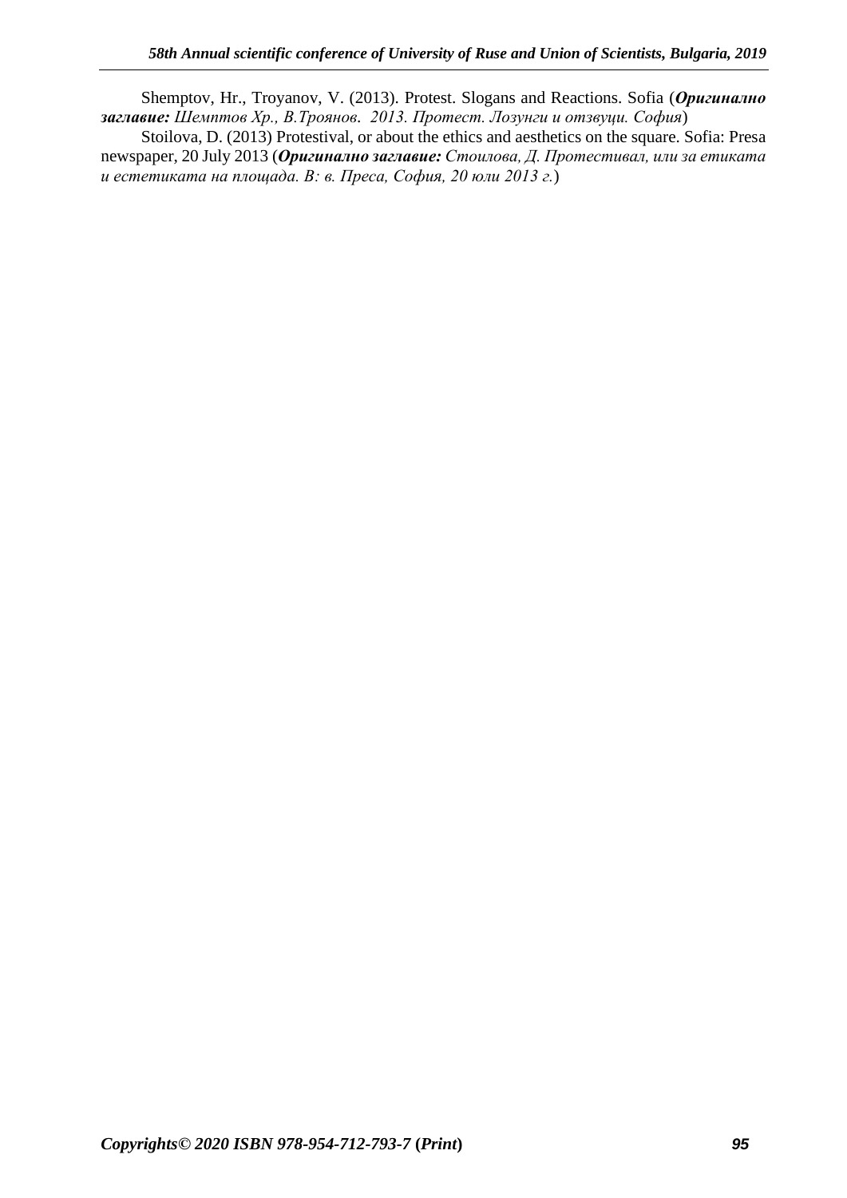Shemptov, Hr., Troyanov, V. (2013). Protest. Slogans and Reactions. Sofia (***Оригинално заглавие:*** *Шемптов Хр., В.Троянов. 2013. Протест. Лозунги и отзвуци. София*)

Stoilova, D. (2013) Protestival, or about the ethics and aesthetics on the square. Sofia: Presa newspaper, 20 July 2013 (***Оригинално заглавие:*** *Стоилова, Д. Протестивал, или за етиката и естетиката на площада. В: в. Преса, София, 20 юли 2013 г.*)